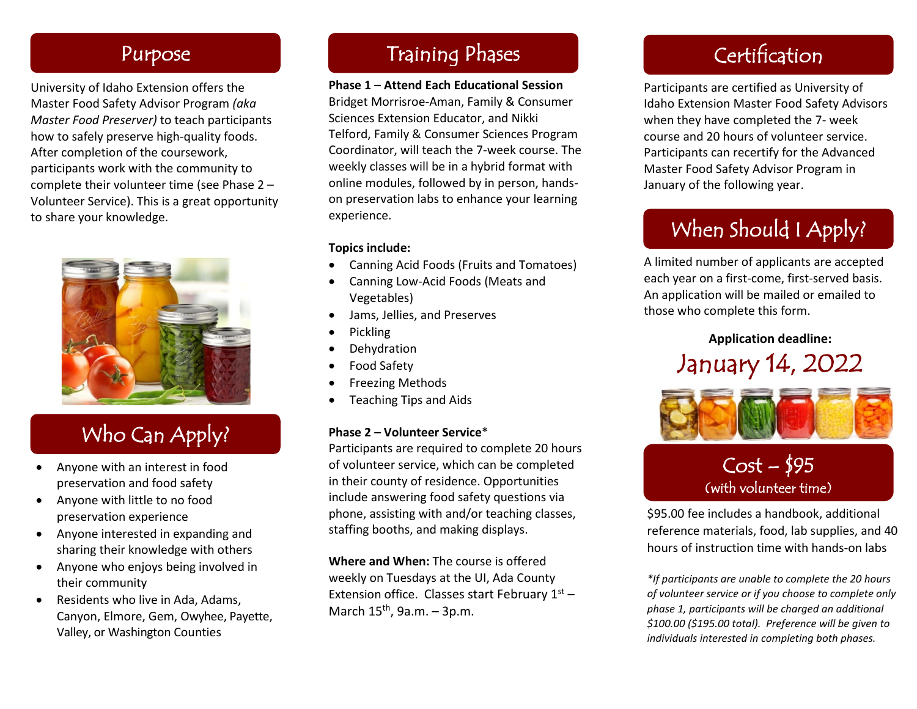## Purpose

University of Idaho Extension offers the Master Food Safety Advisor Program *(aka Master Food Preserver)* to teach participants how to safely preserve high-quality foods. After completion of the coursework, participants work with the community to complete their volunteer time (see Phase 2 – Volunteer Service). This is a great opportunity to share your knowledge.

## Who Can Apply?

- Anyone with an interest in food preservation and food safety
- Anyone with little to no food preservation experience
- Anyone interested in expanding and sharing their knowledge with others
- Anyone who enjoys being involved in their community
- Residents who live in Ada, Adams, Canyon, Elmore, Gem, Owyhee, Payette, Valley, or Washington Counties

## Training Phases

**Phase 1 – Attend Each Educational Session**
Bridget Morrisroe-Aman, Family & Consumer Sciences Extension Educator, and Nikki Telford, Family & Consumer Sciences Program Coordinator, will teach the 7-week course. The weekly classes will be in a hybrid format with online modules, followed by in person, hands-on preservation labs to enhance your learning experience.

**Topics include:**

- Canning Acid Foods (Fruits and Tomatoes)
- Canning Low-Acid Foods (Meats and Vegetables)
- Jams, Jellies, and Preserves
- Pickling
- Dehydration
- Food Safety
- Freezing Methods
- Teaching Tips and Aids

**Phase 2 – Volunteer Service***
Participants are required to complete 20 hours of volunteer service, which can be completed in their county of residence. Opportunities include answering food safety questions via phone, assisting with and/or teaching classes, staffing booths, and making displays.

**Where and When:** The course is offered weekly on Tuesdays at the UI, Ada County Extension office. Classes start February 1st – March 15th, 9a.m. – 3p.m.

## Certification

Participants are certified as University of Idaho Extension Master Food Safety Advisors when they have completed the 7- week course and 20 hours of volunteer service. Participants can recertify for the Advanced Master Food Safety Advisor Program in January of the following year.

## When Should I Apply?

A limited number of applicants are accepted each year on a first-come, first-served basis. An application will be mailed or emailed to those who complete this form.

**Application deadline:**

January 14, 2022

## Cost – $95
(with volunteer time)

$95.00 fee includes a handbook, additional reference materials, food, lab supplies, and 40 hours of instruction time with hands-on labs

*\*If participants are unable to complete the 20 hours of volunteer service or if you choose to complete only phase 1, participants will be charged an additional $100.00 ($195.00 total). Preference will be given to individuals interested in completing both phases.*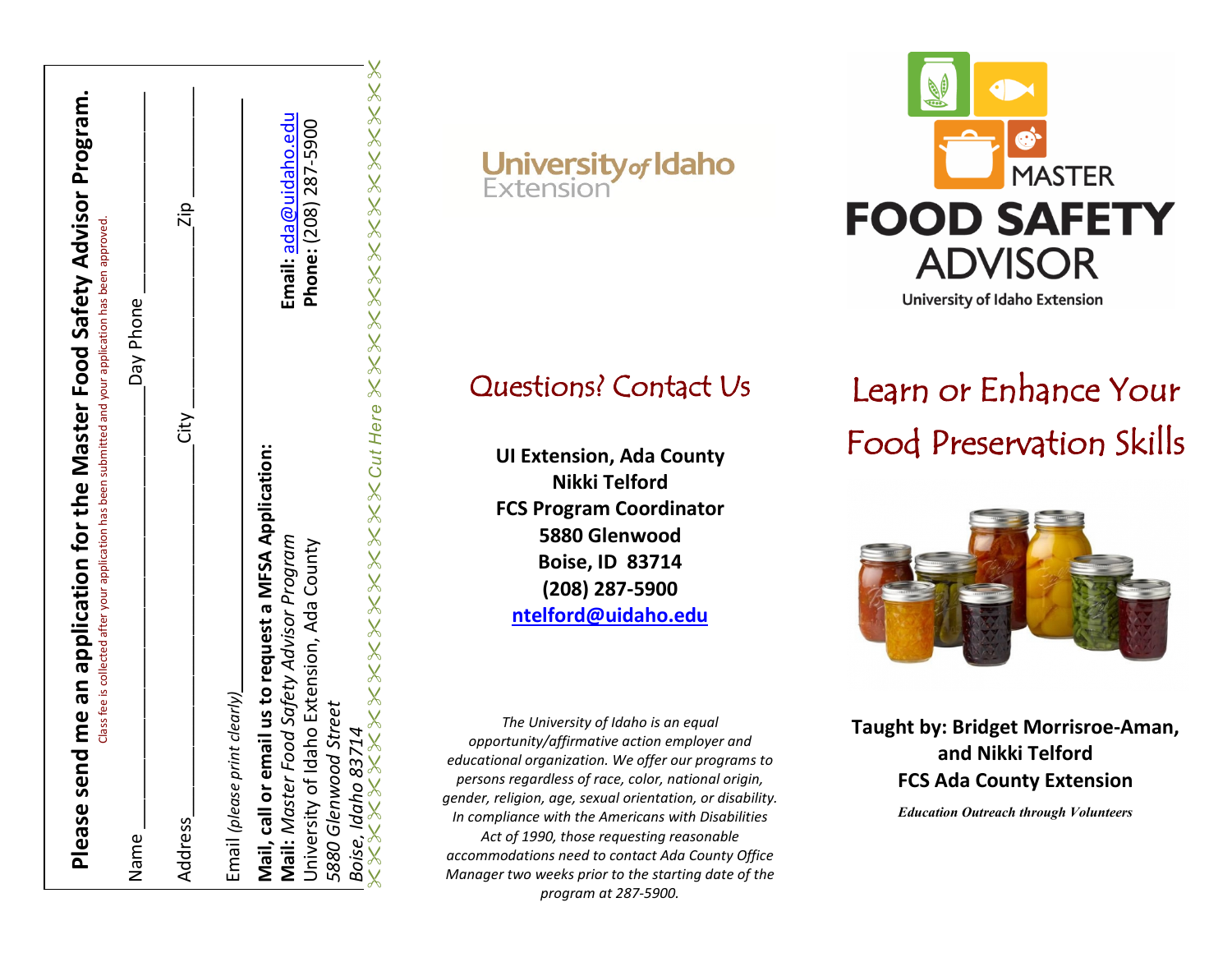**Please send me an application for the Master Food Safety Advisor Program.**

Class fee is collected after your application has been submitted and your application has been approved.

Name ______________________ Day Phone ______________

Address ________________ City __________ Zip ________

Email *(please print clearly)* ______________________

**Mail, call or email us to request a MFSA Application:**

**Mail:** *Master Food Safety Advisor Program*
University of Idaho Extension, Ada County
*5880 Glenwood Street*
*Boise, Idaho 83714*

**Email:** ada@uidaho.edu
**Phone:** (208) 287-5900

*Cut Here*

University of Idaho Extension

## Questions? Contact Us

**UI Extension, Ada County**
**Nikki Telford**
**FCS Program Coordinator**
**5880 Glenwood**
**Boise, ID 83714**
**(208) 287-5900**
**ntelford@uidaho.edu**

*The University of Idaho is an equal opportunity/affirmative action employer and educational organization. We offer our programs to persons regardless of race, color, national origin, gender, religion, age, sexual orientation, or disability. In compliance with the Americans with Disabilities Act of 1990, those requesting reasonable accommodations need to contact Ada County Office Manager two weeks prior to the starting date of the program at 287-5900.*

MASTER
# FOOD SAFETY ADVISOR
University of Idaho Extension

## Learn or Enhance Your Food Preservation Skills

**Taught by: Bridget Morrisroe-Aman, and Nikki Telford**
**FCS Ada County Extension**

***Education Outreach through Volunteers***